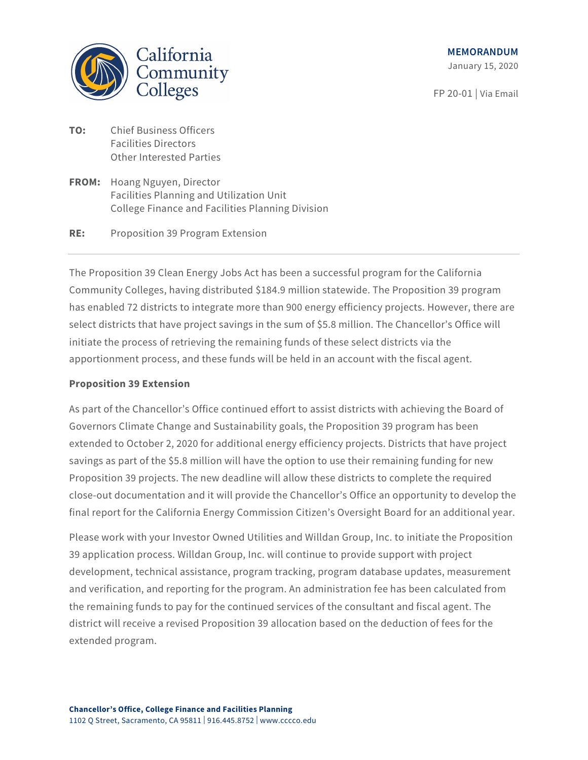California Community Colleges

**MEMORANDUM**
January 15, 2020

FP 20-01 | Via Email

**TO:** Chief Business Officers
Facilities Directors
Other Interested Parties

**FROM:** Hoang Nguyen, Director
Facilities Planning and Utilization Unit
College Finance and Facilities Planning Division

**RE:** Proposition 39 Program Extension

---

The Proposition 39 Clean Energy Jobs Act has been a successful program for the California Community Colleges, having distributed $184.9 million statewide. The Proposition 39 program has enabled 72 districts to integrate more than 900 energy efficiency projects. However, there are select districts that have project savings in the sum of $5.8 million. The Chancellor's Office will initiate the process of retrieving the remaining funds of these select districts via the apportionment process, and these funds will be held in an account with the fiscal agent.

**Proposition 39 Extension**

As part of the Chancellor's Office continued effort to assist districts with achieving the Board of Governors Climate Change and Sustainability goals, the Proposition 39 program has been extended to October 2, 2020 for additional energy efficiency projects. Districts that have project savings as part of the $5.8 million will have the option to use their remaining funding for new Proposition 39 projects. The new deadline will allow these districts to complete the required close-out documentation and it will provide the Chancellor's Office an opportunity to develop the final report for the California Energy Commission Citizen's Oversight Board for an additional year.

Please work with your Investor Owned Utilities and Willdan Group, Inc. to initiate the Proposition 39 application process. Willdan Group, Inc. will continue to provide support with project development, technical assistance, program tracking, program database updates, measurement and verification, and reporting for the program. An administration fee has been calculated from the remaining funds to pay for the continued services of the consultant and fiscal agent. The district will receive a revised Proposition 39 allocation based on the deduction of fees for the extended program.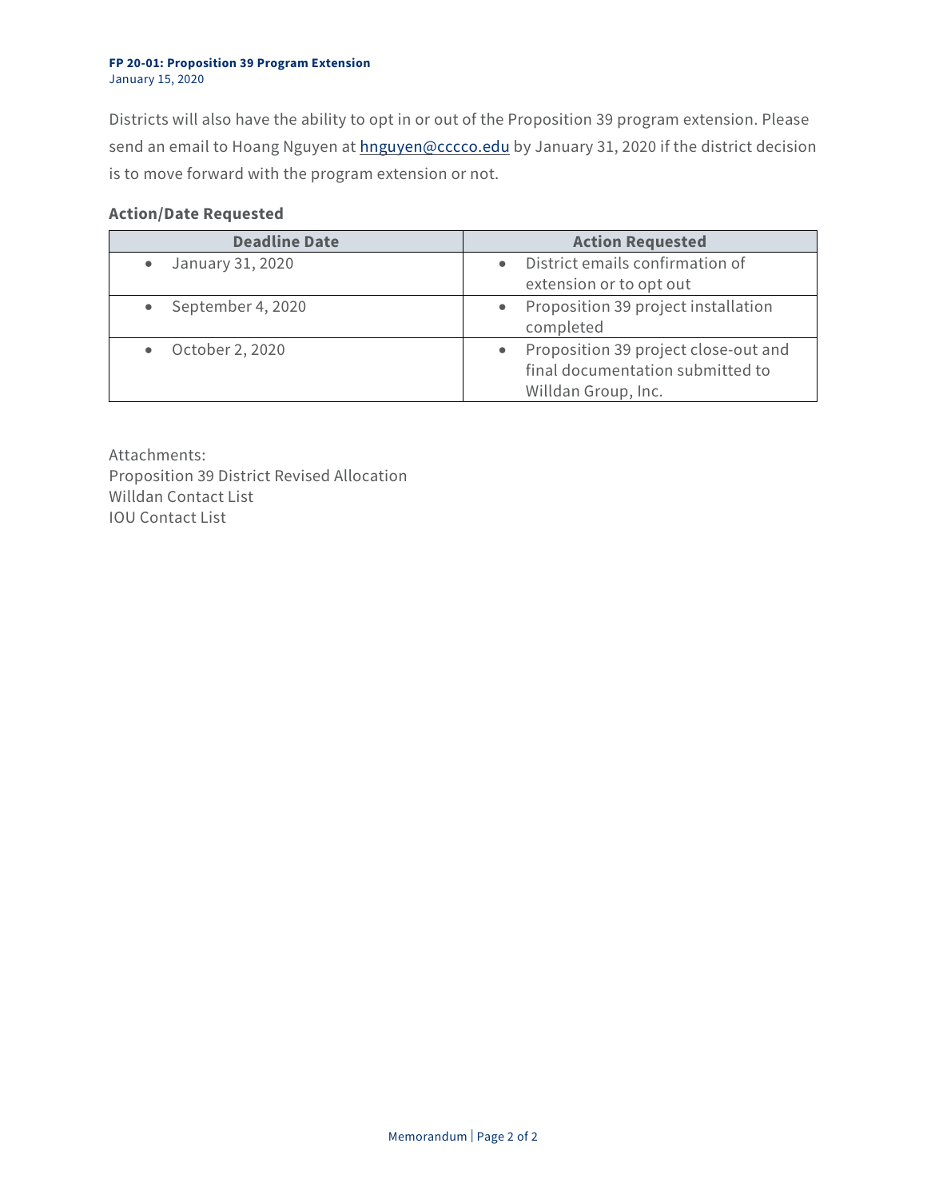Districts will also have the ability to opt in or out of the Proposition 39 program extension. Please send an email to Hoang Nguyen at hnguyen@cccco.edu by January 31, 2020 if the district decision is to move forward with the program extension or not.

### Action/Date Requested

| Deadline Date | Action Requested |
|---|---|
| • January 31, 2020 | • District emails confirmation of extension or to opt out |
| • September 4, 2020 | • Proposition 39 project installation completed |
| • October 2, 2020 | • Proposition 39 project close-out and final documentation submitted to Willdan Group, Inc. |

Attachments:
Proposition 39 District Revised Allocation
Willdan Contact List
IOU Contact List